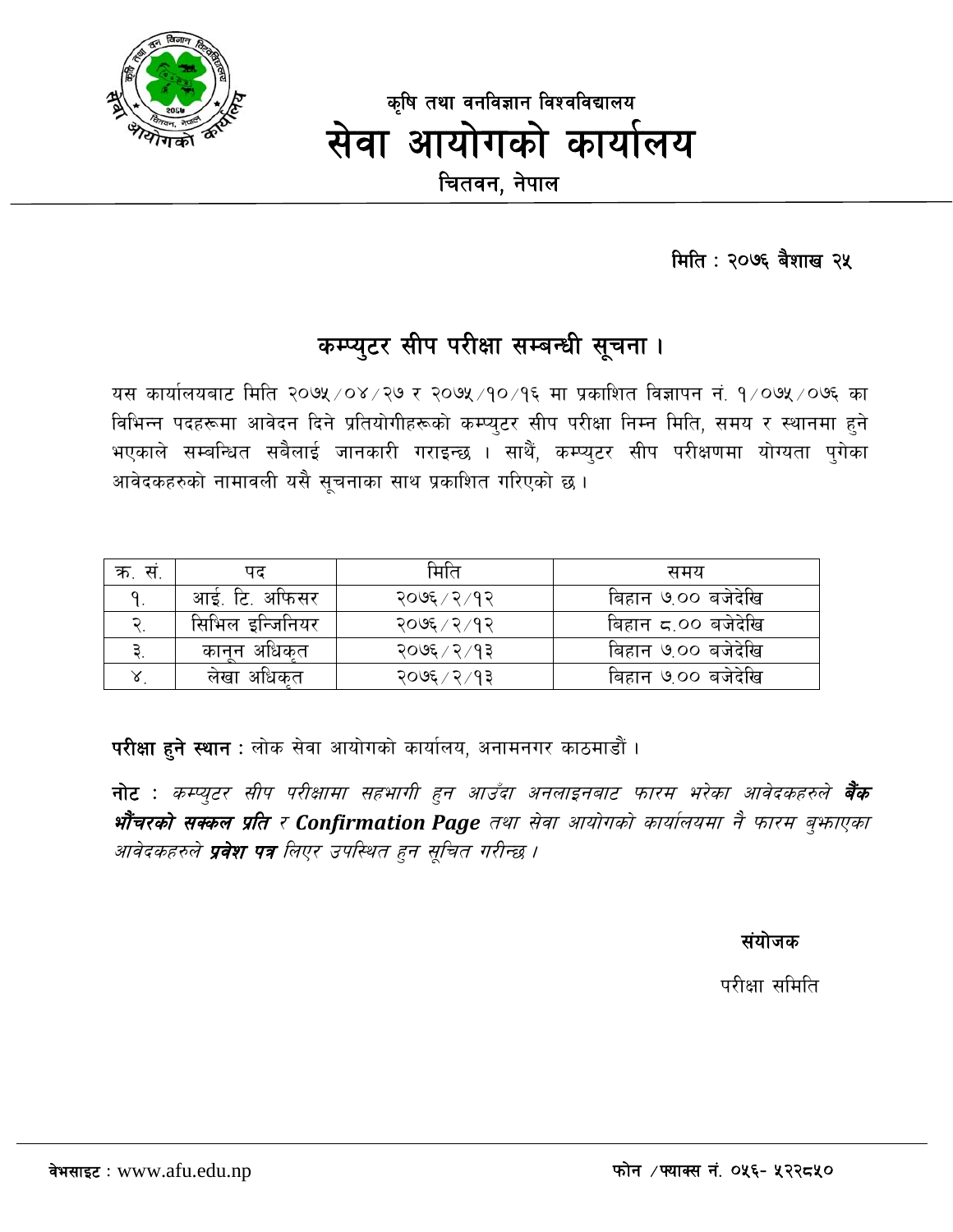कृषि तथा वनविज्ञान विश्वविद्यालय

# सेवा आयोगको कार्यालय

चितवन, नेपाल

**मिति : २०७६ बैशाख २५**

## कम्प्युटर सीप परीक्षा सम्बन्धी सूचना ।

यस कार्यालयबाट मिति २०७५/०४/२७ र २०७५/१०/१६ मा प्रकाशित विज्ञापन नं. १/०७५/०७६ का विभिन्न पदहरूमा आवेदन दिने प्रतियोगीहरूको कम्प्युटर सीप परीक्षा निम्न मिति, समय र स्थानमा हुने भएकाले सम्बन्धित सबैलाई जानकारी गराइन्छ । साथै, कम्प्युटर सीप परीक्षणमा योग्यता पुगेका आवेदकहरुको नामावली यसै सूचनाका साथ प्रकाशित गरिएको छ ।

| क्र. सं. | पद | मिति | समय |
|---|---|---|---|
| १. | आई. टि. अफिसर | २०७६/२/१२ | बिहान ७.०० बजेदेखि |
| २. | सिभिल इन्जिनियर | २०७६/२/१२ | बिहान ८.०० बजेदेखि |
| ३. | कानून अधिकृत | २०७६/२/१३ | बिहान ७.०० बजेदेखि |
| ४. | लेखा अधिकृत | २०७६/२/१३ | बिहान ७.०० बजेदेखि |

**परीक्षा हुने स्थान :** लोक सेवा आयोगको कार्यालय, अनामनगर काठमाडौं ।

**नोट :** *कम्प्युटर सीप परीक्षामा सहभागी हुन आउँदा अनलाइनबाट फारम भरेका आवेदकहरुले **बैंक भौंचरको सक्कल प्रति** र **Confirmation Page** तथा सेवा आयोगको कार्यालयमा नै फारम बुझाएका आवेदकहरुले **प्रवेश पत्र** लिएर उपस्थित हुन सूचित गरीन्छ ।*

**संयोजक**

परीक्षा समिति

**वेभसाइट :** www.afu.edu.np

**फोन /फ्याक्स नं. ०५६- ५२२८५०**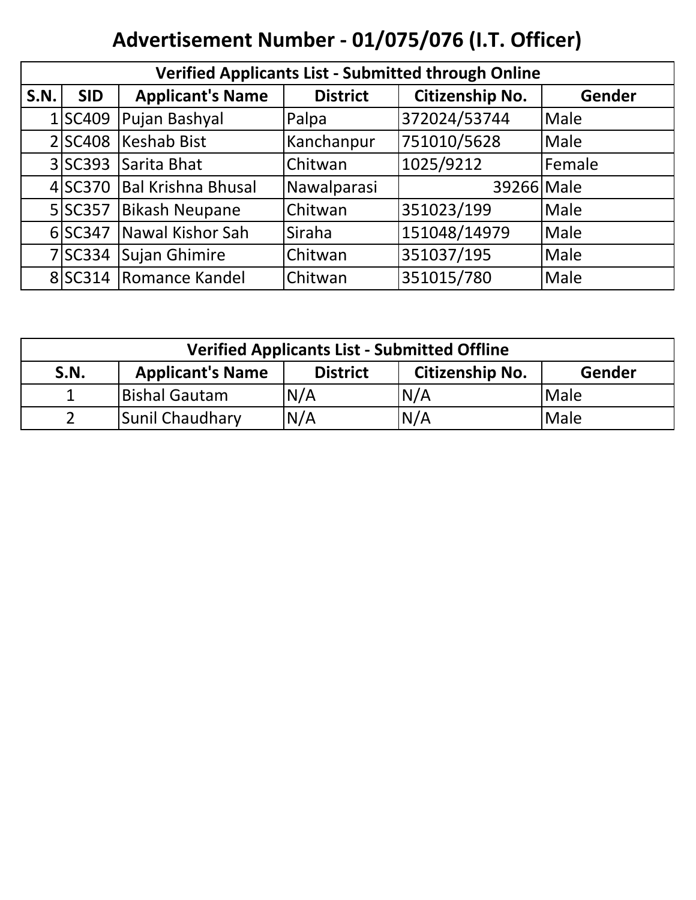# Advertisement Number - 01/075/076 (I.T. Officer)

| Verified Applicants List - Submitted through Online | | | | | |
|---|---|---|---|---|---|
| **S.N.** | **SID** | **Applicant's Name** | **District** | **Citizenship No.** | **Gender** |
| 1 | SC409 | Pujan Bashyal | Palpa | 372024/53744 | Male |
| 2 | SC408 | Keshab Bist | Kanchanpur | 751010/5628 | Male |
| 3 | SC393 | Sarita Bhat | Chitwan | 1025/9212 | Female |
| 4 | SC370 | Bal Krishna Bhusal | Nawalparasi | 39266 | Male |
| 5 | SC357 | Bikash Neupane | Chitwan | 351023/199 | Male |
| 6 | SC347 | Nawal Kishor Sah | Siraha | 151048/14979 | Male |
| 7 | SC334 | Sujan Ghimire | Chitwan | 351037/195 | Male |
| 8 | SC314 | Romance Kandel | Chitwan | 351015/780 | Male |

| Verified Applicants List - Submitted Offline | | | | |
|---|---|---|---|---|
| **S.N.** | **Applicant's Name** | **District** | **Citizenship No.** | **Gender** |
| 1 | Bishal Gautam | N/A | N/A | Male |
| 2 | Sunil Chaudhary | N/A | N/A | Male |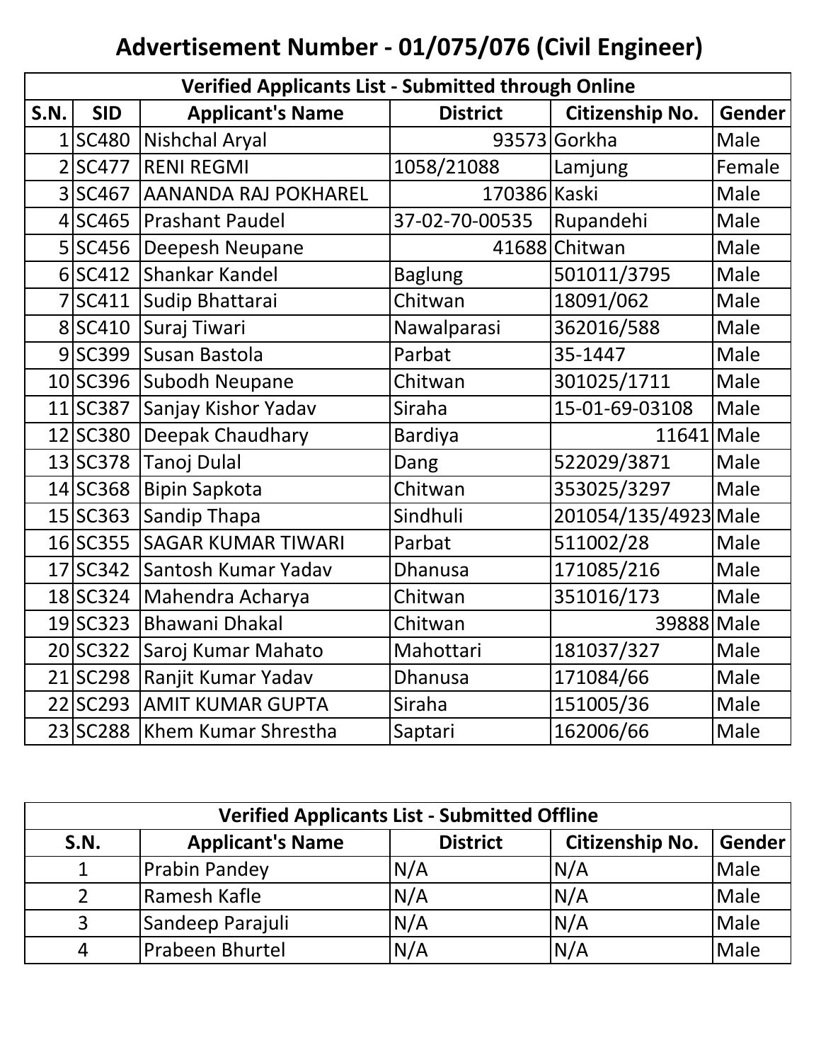# Advertisement Number - 01/075/076 (Civil Engineer)

| Verified Applicants List - Submitted through Online | | | | | |
|---|---|---|---|---|---|
| **S.N.** | **SID** | **Applicant's Name** | **District** | **Citizenship No.** | **Gender** |
| 1 | SC480 | Nishchal Aryal | 93573 | Gorkha | Male |
| 2 | SC477 | RENI REGMI | 1058/21088 | Lamjung | Female |
| 3 | SC467 | AANANDA RAJ POKHAREL | 170386 | Kaski | Male |
| 4 | SC465 | Prashant Paudel | 37-02-70-00535 | Rupandehi | Male |
| 5 | SC456 | Deepesh Neupane | 41688 | Chitwan | Male |
| 6 | SC412 | Shankar Kandel | Baglung | 501011/3795 | Male |
| 7 | SC411 | Sudip Bhattarai | Chitwan | 18091/062 | Male |
| 8 | SC410 | Suraj Tiwari | Nawalparasi | 362016/588 | Male |
| 9 | SC399 | Susan Bastola | Parbat | 35-1447 | Male |
| 10 | SC396 | Subodh Neupane | Chitwan | 301025/1711 | Male |
| 11 | SC387 | Sanjay Kishor Yadav | Siraha | 15-01-69-03108 | Male |
| 12 | SC380 | Deepak Chaudhary | Bardiya | 11641 | Male |
| 13 | SC378 | Tanoj Dulal | Dang | 522029/3871 | Male |
| 14 | SC368 | Bipin Sapkota | Chitwan | 353025/3297 | Male |
| 15 | SC363 | Sandip Thapa | Sindhuli | 201054/135/4923 | Male |
| 16 | SC355 | SAGAR KUMAR TIWARI | Parbat | 511002/28 | Male |
| 17 | SC342 | Santosh Kumar Yadav | Dhanusa | 171085/216 | Male |
| 18 | SC324 | Mahendra Acharya | Chitwan | 351016/173 | Male |
| 19 | SC323 | Bhawani Dhakal | Chitwan | 39888 | Male |
| 20 | SC322 | Saroj Kumar Mahato | Mahottari | 181037/327 | Male |
| 21 | SC298 | Ranjit Kumar Yadav | Dhanusa | 171084/66 | Male |
| 22 | SC293 | AMIT KUMAR GUPTA | Siraha | 151005/36 | Male |
| 23 | SC288 | Khem Kumar Shrestha | Saptari | 162006/66 | Male |

| Verified Applicants List - Submitted Offline | | | | |
|---|---|---|---|---|
| **S.N.** | **Applicant's Name** | **District** | **Citizenship No.** | **Gender** |
| 1 | Prabin Pandey | N/A | N/A | Male |
| 2 | Ramesh Kafle | N/A | N/A | Male |
| 3 | Sandeep Parajuli | N/A | N/A | Male |
| 4 | Prabeen Bhurtel | N/A | N/A | Male |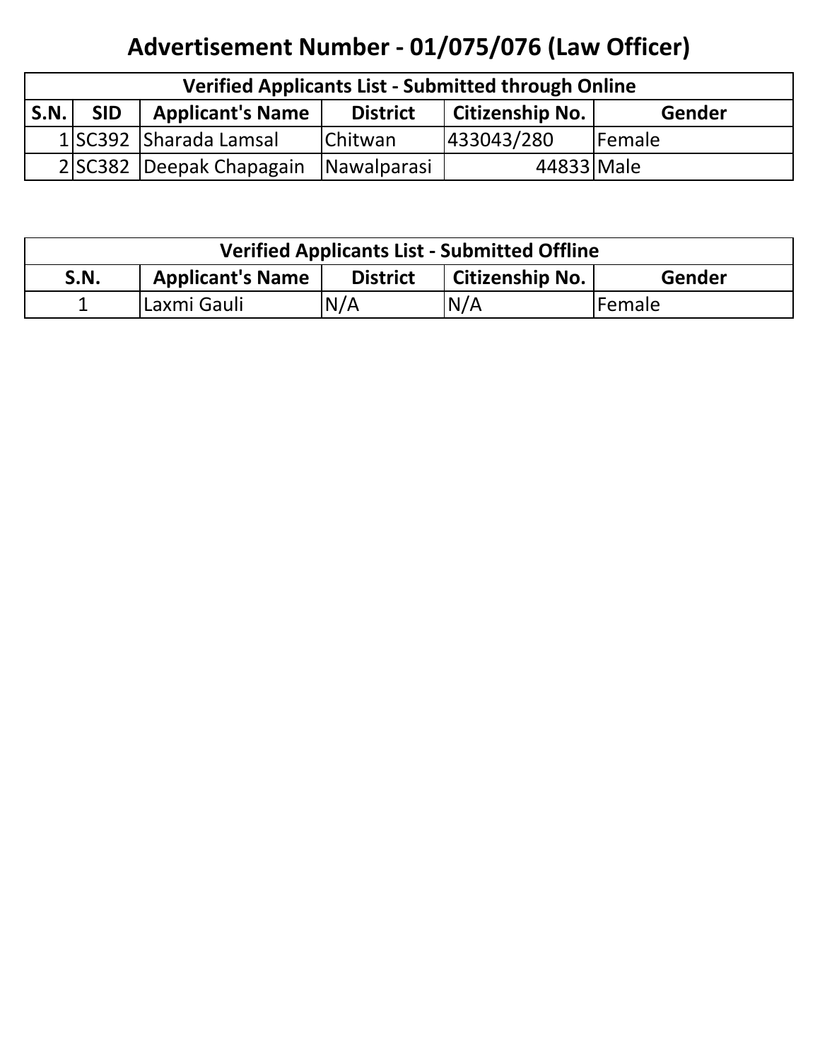# Advertisement Number - 01/075/076 (Law Officer)

| Verified Applicants List - Submitted through Online | | | | | |
|---|---|---|---|---|---|
| **S.N.** | **SID** | **Applicant's Name** | **District** | **Citizenship No.** | **Gender** |
| 1 | SC392 | Sharada Lamsal | Chitwan | 433043/280 | Female |
| 2 | SC382 | Deepak Chapagain | Nawalparasi | 44833 | Male |

| Verified Applicants List - Submitted Offline | | | | |
|---|---|---|---|---|
| **S.N.** | **Applicant's Name** | **District** | **Citizenship No.** | **Gender** |
| 1 | Laxmi Gauli | N/A | N/A | Female |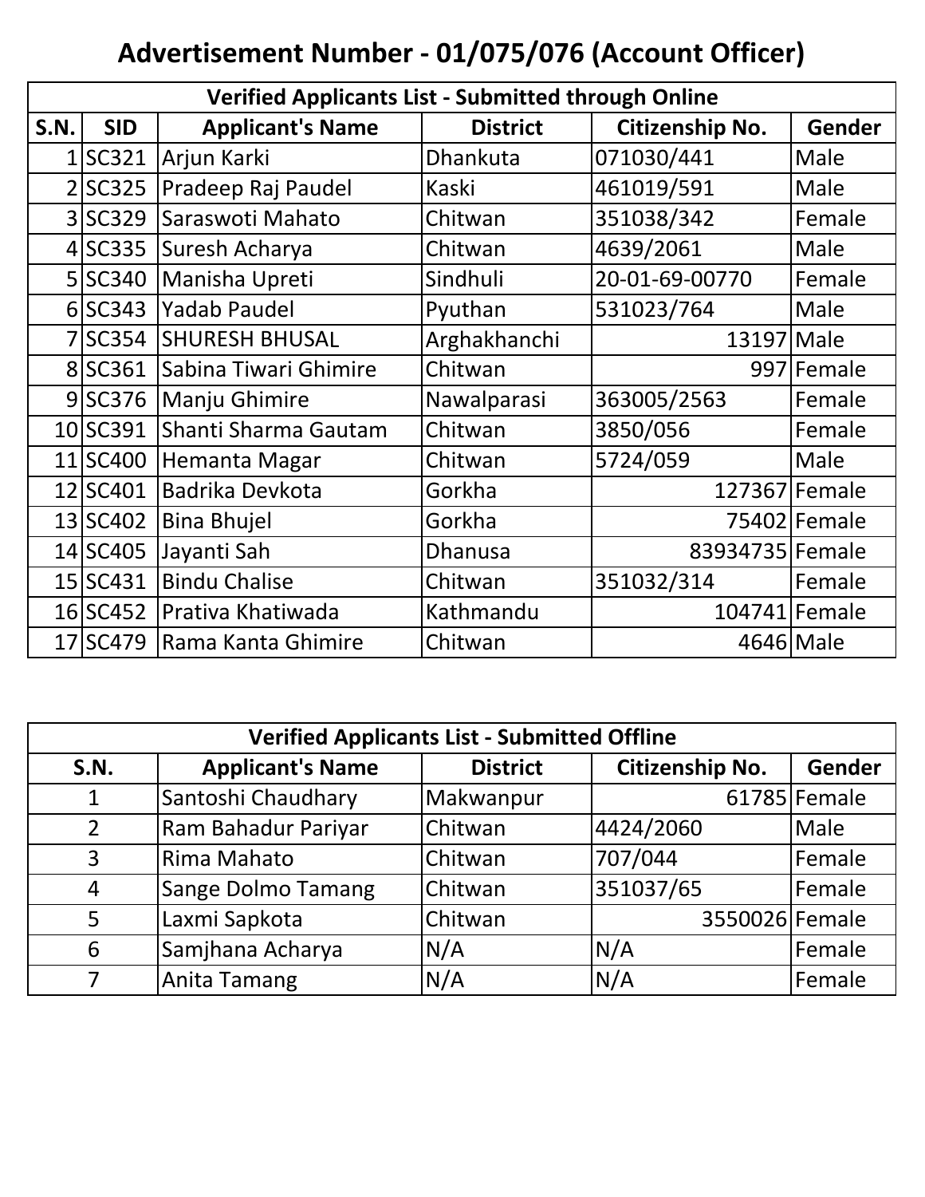# Advertisement Number - 01/075/076 (Account Officer)

**Verified Applicants List - Submitted through Online**

| S.N. | SID | Applicant's Name | District | Citizenship No. | Gender |
|---|---|---|---|---|---|
| 1 | SC321 | Arjun Karki | Dhankuta | 071030/441 | Male |
| 2 | SC325 | Pradeep Raj Paudel | Kaski | 461019/591 | Male |
| 3 | SC329 | Saraswoti Mahato | Chitwan | 351038/342 | Female |
| 4 | SC335 | Suresh Acharya | Chitwan | 4639/2061 | Male |
| 5 | SC340 | Manisha Upreti | Sindhuli | 20-01-69-00770 | Female |
| 6 | SC343 | Yadab Paudel | Pyuthan | 531023/764 | Male |
| 7 | SC354 | SHURESH BHUSAL | Arghakhanchi | 13197 | Male |
| 8 | SC361 | Sabina Tiwari Ghimire | Chitwan | 997 | Female |
| 9 | SC376 | Manju Ghimire | Nawalparasi | 363005/2563 | Female |
| 10 | SC391 | Shanti Sharma Gautam | Chitwan | 3850/056 | Female |
| 11 | SC400 | Hemanta Magar | Chitwan | 5724/059 | Male |
| 12 | SC401 | Badrika Devkota | Gorkha | 127367 | Female |
| 13 | SC402 | Bina Bhujel | Gorkha | 75402 | Female |
| 14 | SC405 | Jayanti Sah | Dhanusa | 83934735 | Female |
| 15 | SC431 | Bindu Chalise | Chitwan | 351032/314 | Female |
| 16 | SC452 | Prativa Khatiwada | Kathmandu | 104741 | Female |
| 17 | SC479 | Rama Kanta Ghimire | Chitwan | 4646 | Male |

**Verified Applicants List - Submitted Offline**

| S.N. | Applicant's Name | District | Citizenship No. | Gender |
|---|---|---|---|---|
| 1 | Santoshi Chaudhary | Makwanpur | 61785 | Female |
| 2 | Ram Bahadur Pariyar | Chitwan | 4424/2060 | Male |
| 3 | Rima Mahato | Chitwan | 707/044 | Female |
| 4 | Sange Dolmo Tamang | Chitwan | 351037/65 | Female |
| 5 | Laxmi Sapkota | Chitwan | 3550026 | Female |
| 6 | Samjhana Acharya | N/A | N/A | Female |
| 7 | Anita Tamang | N/A | N/A | Female |